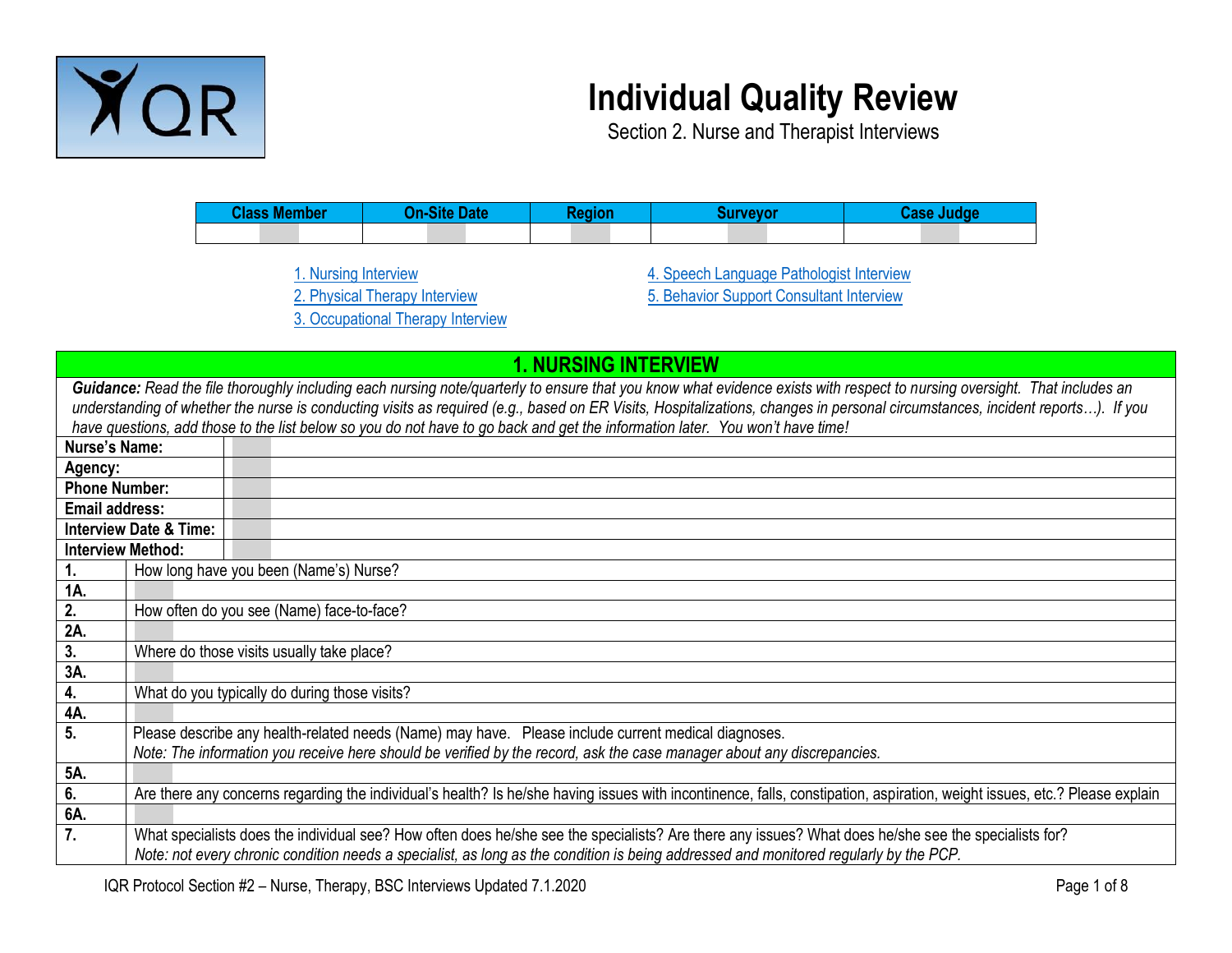# Individual Quality Review

Section 2. Nurse and Therapist Interviews

| Class Member | On-Site Date | Region | Surveyor | Case Judge |
|---|---|---|---|---|
| | | | | |

1. Nursing Interview
2. Physical Therapy Interview
3. Occupational Therapy Interview
4. Speech Language Pathologist Interview
5. Behavior Support Consultant Interview

## 1. NURSING INTERVIEW

***Guidance:** Read the file thoroughly including each nursing note/quarterly to ensure that you know what evidence exists with respect to nursing oversight. That includes an understanding of whether the nurse is conducting visits as required (e.g., based on ER Visits, Hospitalizations, changes in personal circumstances, incident reports…). If you have questions, add those to the list below so you do not have to go back and get the information later. You won't have time!*

| | |
|---|---|
| **Nurse's Name:** | |
| **Agency:** | |
| **Phone Number:** | |
| **Email address:** | |
| **Interview Date & Time:** | |
| **Interview Method:** | |

| | |
|---|---|
| **1.** | How long have you been (Name's) Nurse? |
| **1A.** | |
| **2.** | How often do you see (Name) face-to-face? |
| **2A.** | |
| **3.** | Where do those visits usually take place? |
| **3A.** | |
| **4.** | What do you typically do during those visits? |
| **4A.** | |
| **5.** | Please describe any health-related needs (Name) may have. Please include current medical diagnoses. *Note: The information you receive here should be verified by the record, ask the case manager about any discrepancies.* |
| **5A.** | |
| **6.** | Are there any concerns regarding the individual's health? Is he/she having issues with incontinence, falls, constipation, aspiration, weight issues, etc.? Please explain |
| **6A.** | |
| **7.** | What specialists does the individual see? How often does he/she see the specialists? Are there any issues? What does he/she see the specialists for? *Note: not every chronic condition needs a specialist, as long as the condition is being addressed and monitored regularly by the PCP.* |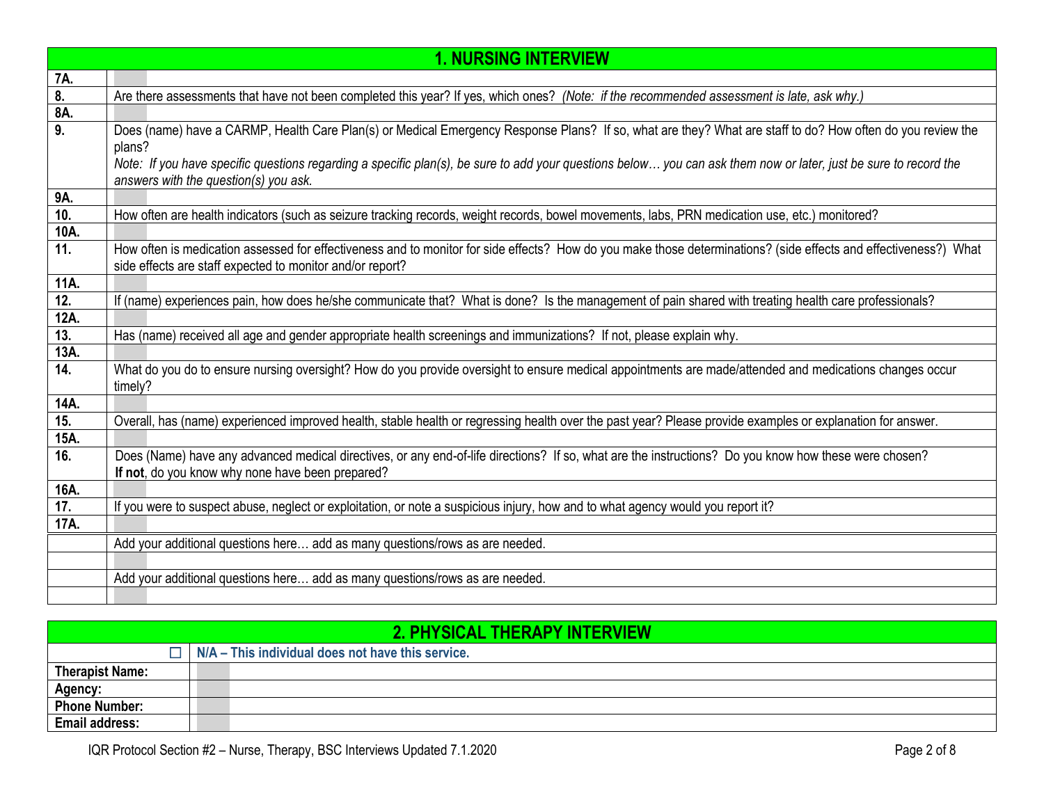| 1. NURSING INTERVIEW | |
|---|---|
| 7A. | |
| 8. | Are there assessments that have not been completed this year? If yes, which ones? *(Note: if the recommended assessment is late, ask why.)* |
| 8A. | |
| 9. | Does (name) have a CARMP, Health Care Plan(s) or Medical Emergency Response Plans? If so, what are they? What are staff to do? How often do you review the plans?<br>*Note: If you have specific questions regarding a specific plan(s), be sure to add your questions below… you can ask them now or later, just be sure to record the answers with the question(s) you ask.* |
| 9A. | |
| 10. | How often are health indicators (such as seizure tracking records, weight records, bowel movements, labs, PRN medication use, etc.) monitored? |
| 10A. | |
| 11. | How often is medication assessed for effectiveness and to monitor for side effects? How do you make those determinations? (side effects and effectiveness?) What side effects are staff expected to monitor and/or report? |
| 11A. | |
| 12. | If (name) experiences pain, how does he/she communicate that? What is done? Is the management of pain shared with treating health care professionals? |
| 12A. | |
| 13. | Has (name) received all age and gender appropriate health screenings and immunizations? If not, please explain why. |
| 13A. | |
| 14. | What do you do to ensure nursing oversight? How do you provide oversight to ensure medical appointments are made/attended and medications changes occur timely? |
| 14A. | |
| 15. | Overall, has (name) experienced improved health, stable health or regressing health over the past year? Please provide examples or explanation for answer. |
| 15A. | |
| 16. | Does (Name) have any advanced medical directives, or any end-of-life directions? If so, what are the instructions? Do you know how these were chosen?<br>**If not**, do you know why none have been prepared? |
| 16A. | |
| 17. | If you were to suspect abuse, neglect or exploitation, or note a suspicious injury, how and to what agency would you report it? |
| 17A. | |
| | Add your additional questions here… add as many questions/rows as are needed. |
| | |
| | Add your additional questions here… add as many questions/rows as are needed. |
| | |

| 2. PHYSICAL THERAPY INTERVIEW | |
|---|---|
| ☐ | **N/A – This individual does not have this service.** |
| **Therapist Name:** | |
| **Agency:** | |
| **Phone Number:** | |
| **Email address:** | |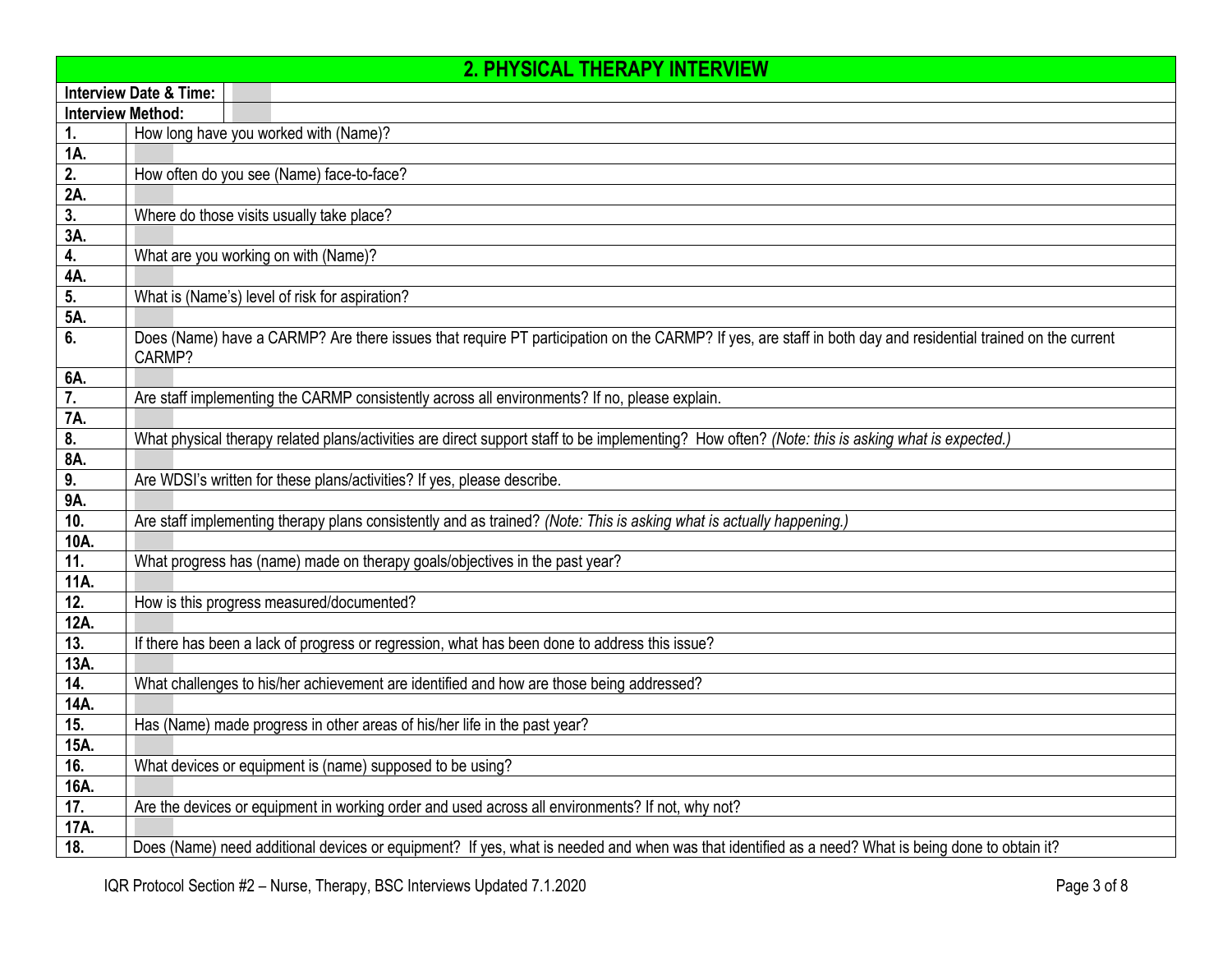## 2. PHYSICAL THERAPY INTERVIEW

| | |
|---|---|
| **Interview Date & Time:** | |
| **Interview Method:** | |
| **1.** | How long have you worked with (Name)? |
| **1A.** | |
| **2.** | How often do you see (Name) face-to-face? |
| **2A.** | |
| **3.** | Where do those visits usually take place? |
| **3A.** | |
| **4.** | What are you working on with (Name)? |
| **4A.** | |
| **5.** | What is (Name's) level of risk for aspiration? |
| **5A.** | |
| **6.** | Does (Name) have a CARMP? Are there issues that require PT participation on the CARMP? If yes, are staff in both day and residential trained on the current CARMP? |
| **6A.** | |
| **7.** | Are staff implementing the CARMP consistently across all environments? If no, please explain. |
| **7A.** | |
| **8.** | What physical therapy related plans/activities are direct support staff to be implementing? How often? *(Note: this is asking what is expected.)* |
| **8A.** | |
| **9.** | Are WDSI's written for these plans/activities? If yes, please describe. |
| **9A.** | |
| **10.** | Are staff implementing therapy plans consistently and as trained? *(Note: This is asking what is actually happening.)* |
| **10A.** | |
| **11.** | What progress has (name) made on therapy goals/objectives in the past year? |
| **11A.** | |
| **12.** | How is this progress measured/documented? |
| **12A.** | |
| **13.** | If there has been a lack of progress or regression, what has been done to address this issue? |
| **13A.** | |
| **14.** | What challenges to his/her achievement are identified and how are those being addressed? |
| **14A.** | |
| **15.** | Has (Name) made progress in other areas of his/her life in the past year? |
| **15A.** | |
| **16.** | What devices or equipment is (name) supposed to be using? |
| **16A.** | |
| **17.** | Are the devices or equipment in working order and used across all environments? If not, why not? |
| **17A.** | |
| **18.** | Does (Name) need additional devices or equipment? If yes, what is needed and when was that identified as a need? What is being done to obtain it? |

IQR Protocol Section #2 – Nurse, Therapy, BSC Interviews Updated 7.1.2020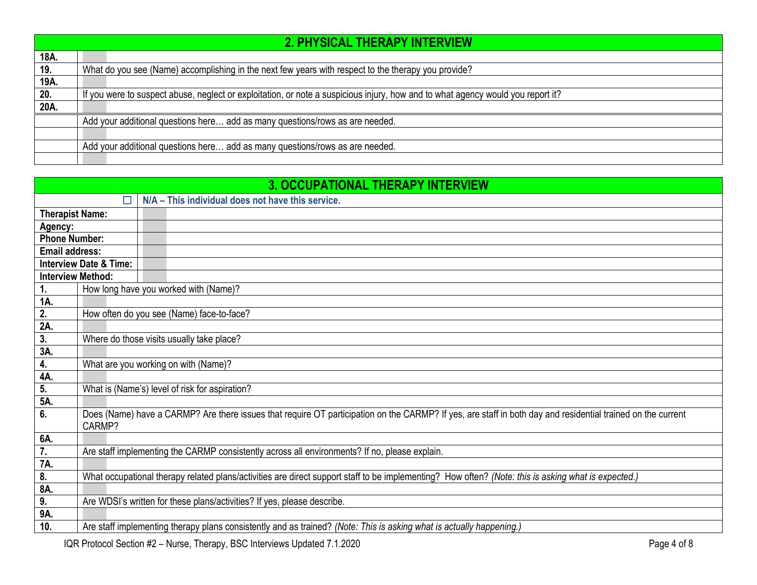## 2. PHYSICAL THERAPY INTERVIEW

| | |
|---|---|
| **18A.** | |
| **19.** | What do you see (Name) accomplishing in the next few years with respect to the therapy you provide? |
| **19A.** | |
| **20.** | If you were to suspect abuse, neglect or exploitation, or note a suspicious injury, how and to what agency would you report it? |
| **20A.** | |
| | Add your additional questions here… add as many questions/rows as are needed. |
| | |
| | Add your additional questions here… add as many questions/rows as are needed. |
| | |

## 3. OCCUPATIONAL THERAPY INTERVIEW

| | |
|---|---|
| ☐ | **N/A – This individual does not have this service.** |
| **Therapist Name:** | |
| **Agency:** | |
| **Phone Number:** | |
| **Email address:** | |
| **Interview Date & Time:** | |
| **Interview Method:** | |
| **1.** | How long have you worked with (Name)? |
| **1A.** | |
| **2.** | How often do you see (Name) face-to-face? |
| **2A.** | |
| **3.** | Where do those visits usually take place? |
| **3A.** | |
| **4.** | What are you working on with (Name)? |
| **4A.** | |
| **5.** | What is (Name's) level of risk for aspiration? |
| **5A.** | |
| **6.** | Does (Name) have a CARMP? Are there issues that require OT participation on the CARMP? If yes, are staff in both day and residential trained on the current CARMP? |
| **6A.** | |
| **7.** | Are staff implementing the CARMP consistently across all environments? If no, please explain. |
| **7A.** | |
| **8.** | What occupational therapy related plans/activities are direct support staff to be implementing? How often? *(Note: this is asking what is expected.)* |
| **8A.** | |
| **9.** | Are WDSI's written for these plans/activities? If yes, please describe. |
| **9A.** | |
| **10.** | Are staff implementing therapy plans consistently and as trained? *(Note: This is asking what is actually happening.)* |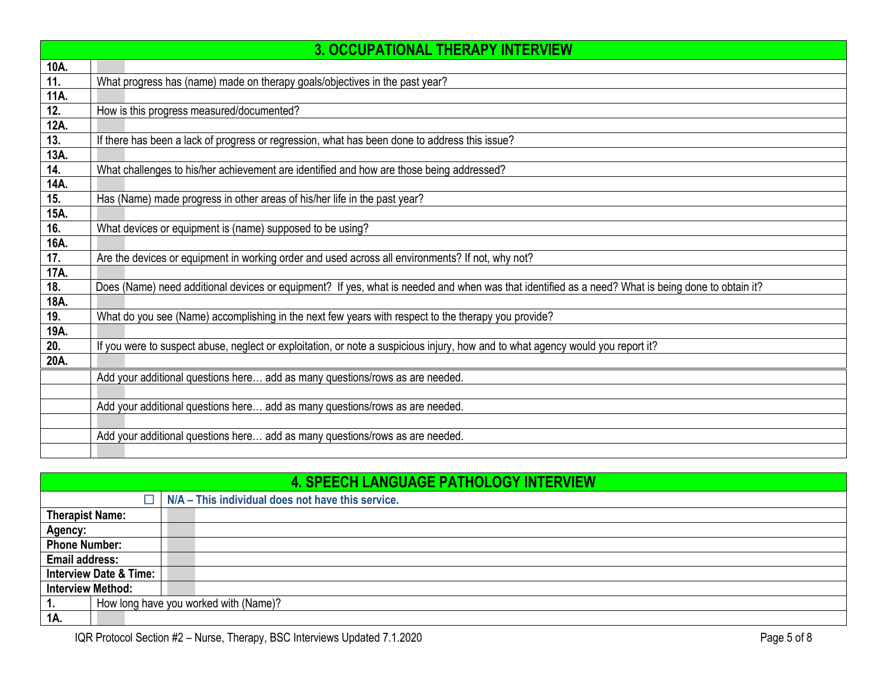## 3. OCCUPATIONAL THERAPY INTERVIEW

| | |
|---|---|
| **10A.** | |
| **11.** | What progress has (name) made on therapy goals/objectives in the past year? |
| **11A.** | |
| **12.** | How is this progress measured/documented? |
| **12A.** | |
| **13.** | If there has been a lack of progress or regression, what has been done to address this issue? |
| **13A.** | |
| **14.** | What challenges to his/her achievement are identified and how are those being addressed? |
| **14A.** | |
| **15.** | Has (Name) made progress in other areas of his/her life in the past year? |
| **15A.** | |
| **16.** | What devices or equipment is (name) supposed to be using? |
| **16A.** | |
| **17.** | Are the devices or equipment in working order and used across all environments? If not, why not? |
| **17A.** | |
| **18.** | Does (Name) need additional devices or equipment? If yes, what is needed and when was that identified as a need? What is being done to obtain it? |
| **18A.** | |
| **19.** | What do you see (Name) accomplishing in the next few years with respect to the therapy you provide? |
| **19A.** | |
| **20.** | If you were to suspect abuse, neglect or exploitation, or note a suspicious injury, how and to what agency would you report it? |
| **20A.** | |
| | Add your additional questions here… add as many questions/rows as are needed. |
| | |
| | Add your additional questions here… add as many questions/rows as are needed. |
| | |
| | Add your additional questions here… add as many questions/rows as are needed. |
| | |

## 4. SPEECH LANGUAGE PATHOLOGY INTERVIEW

| | |
|---|---|
| ☐ | **N/A – This individual does not have this service.** |
| **Therapist Name:** | |
| **Agency:** | |
| **Phone Number:** | |
| **Email address:** | |
| **Interview Date & Time:** | |
| **Interview Method:** | |
| **1.** | How long have you worked with (Name)? |
| **1A.** | |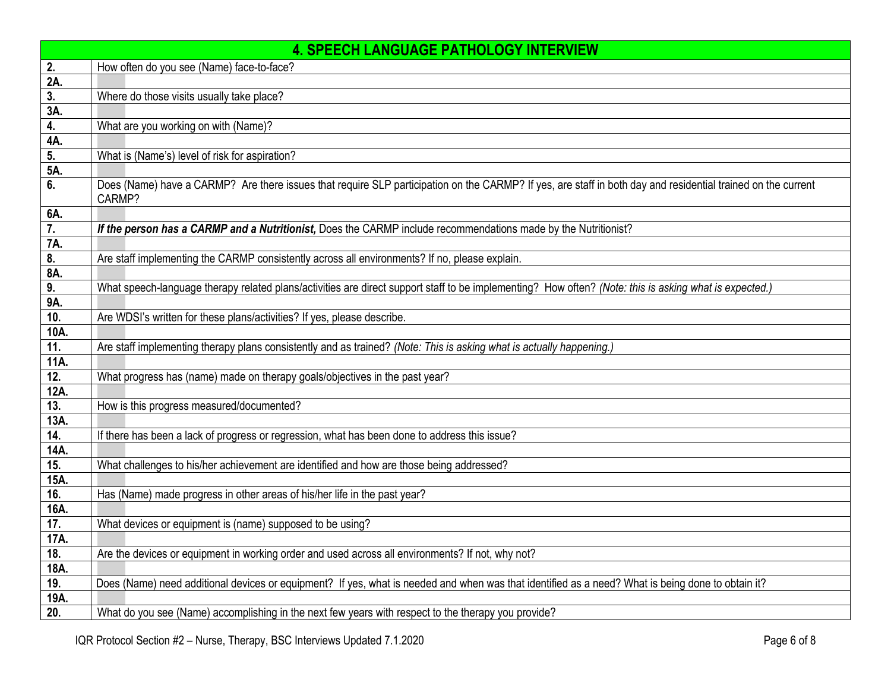| 4. SPEECH LANGUAGE PATHOLOGY INTERVIEW | |
|---|---|
| **2.** | How often do you see (Name) face-to-face? |
| **2A.** | |
| **3.** | Where do those visits usually take place? |
| **3A.** | |
| **4.** | What are you working on with (Name)? |
| **4A.** | |
| **5.** | What is (Name's) level of risk for aspiration? |
| **5A.** | |
| **6.** | Does (Name) have a CARMP? Are there issues that require SLP participation on the CARMP? If yes, are staff in both day and residential trained on the current CARMP? |
| **6A.** | |
| **7.** | ***If the person has a CARMP and a Nutritionist,*** Does the CARMP include recommendations made by the Nutritionist? |
| **7A.** | |
| **8.** | Are staff implementing the CARMP consistently across all environments? If no, please explain. |
| **8A.** | |
| **9.** | What speech-language therapy related plans/activities are direct support staff to be implementing? How often? *(Note: this is asking what is expected.)* |
| **9A.** | |
| **10.** | Are WDSI's written for these plans/activities? If yes, please describe. |
| **10A.** | |
| **11.** | Are staff implementing therapy plans consistently and as trained? *(Note: This is asking what is actually happening.)* |
| **11A.** | |
| **12.** | What progress has (name) made on therapy goals/objectives in the past year? |
| **12A.** | |
| **13.** | How is this progress measured/documented? |
| **13A.** | |
| **14.** | If there has been a lack of progress or regression, what has been done to address this issue? |
| **14A.** | |
| **15.** | What challenges to his/her achievement are identified and how are those being addressed? |
| **15A.** | |
| **16.** | Has (Name) made progress in other areas of his/her life in the past year? |
| **16A.** | |
| **17.** | What devices or equipment is (name) supposed to be using? |
| **17A.** | |
| **18.** | Are the devices or equipment in working order and used across all environments? If not, why not? |
| **18A.** | |
| **19.** | Does (Name) need additional devices or equipment? If yes, what is needed and when was that identified as a need? What is being done to obtain it? |
| **19A.** | |
| **20.** | What do you see (Name) accomplishing in the next few years with respect to the therapy you provide? |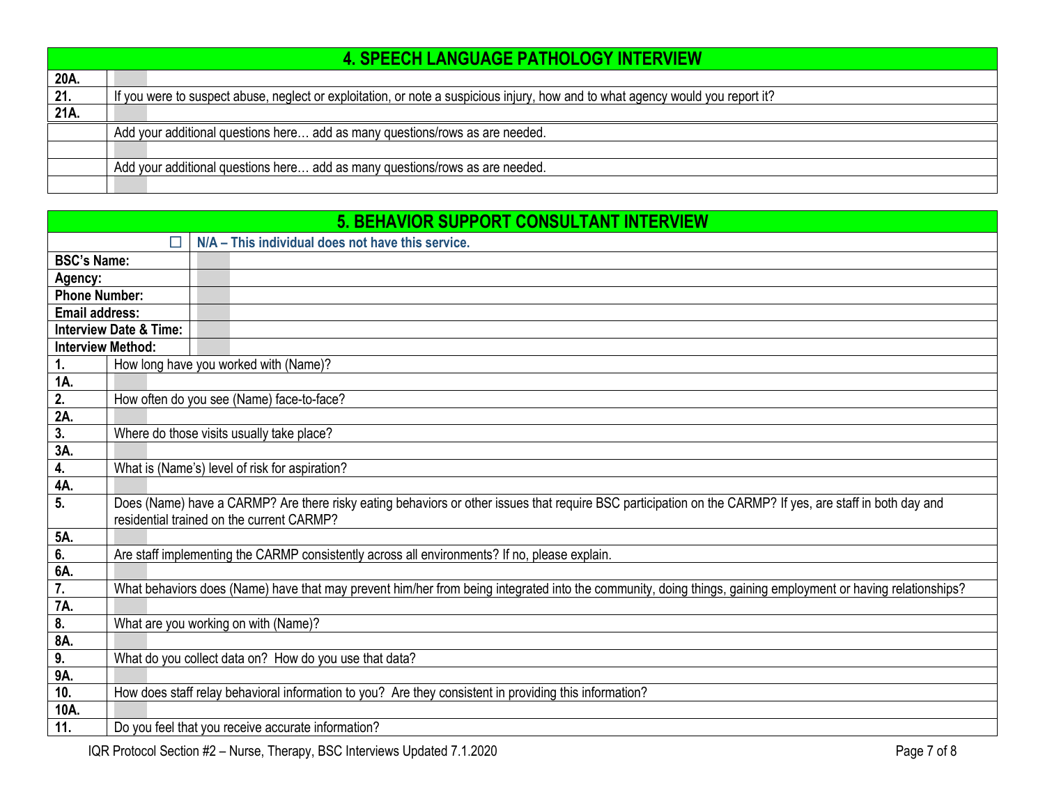| 4. SPEECH LANGUAGE PATHOLOGY INTERVIEW | |
|---|---|
| 20A. | |
| 21. | If you were to suspect abuse, neglect or exploitation, or note a suspicious injury, how and to what agency would you report it? |
| 21A. | |
| | Add your additional questions here… add as many questions/rows as are needed. |
| | |
| | Add your additional questions here… add as many questions/rows as are needed. |
| | |

| 5. BEHAVIOR SUPPORT CONSULTANT INTERVIEW | |
|---|---|
| ☐ | **N/A – This individual does not have this service.** |
| **BSC's Name:** | |
| **Agency:** | |
| **Phone Number:** | |
| **Email address:** | |
| **Interview Date & Time:** | |
| **Interview Method:** | |
| **1.** | How long have you worked with (Name)? |
| **1A.** | |
| **2.** | How often do you see (Name) face-to-face? |
| **2A.** | |
| **3.** | Where do those visits usually take place? |
| **3A.** | |
| **4.** | What is (Name's) level of risk for aspiration? |
| **4A.** | |
| **5.** | Does (Name) have a CARMP? Are there risky eating behaviors or other issues that require BSC participation on the CARMP? If yes, are staff in both day and residential trained on the current CARMP? |
| **5A.** | |
| **6.** | Are staff implementing the CARMP consistently across all environments? If no, please explain. |
| **6A.** | |
| **7.** | What behaviors does (Name) have that may prevent him/her from being integrated into the community, doing things, gaining employment or having relationships? |
| **7A.** | |
| **8.** | What are you working on with (Name)? |
| **8A.** | |
| **9.** | What do you collect data on? How do you use that data? |
| **9A.** | |
| **10.** | How does staff relay behavioral information to you? Are they consistent in providing this information? |
| **10A.** | |
| **11.** | Do you feel that you receive accurate information? |

IQR Protocol Section #2 – Nurse, Therapy, BSC Interviews Updated 7.1.2020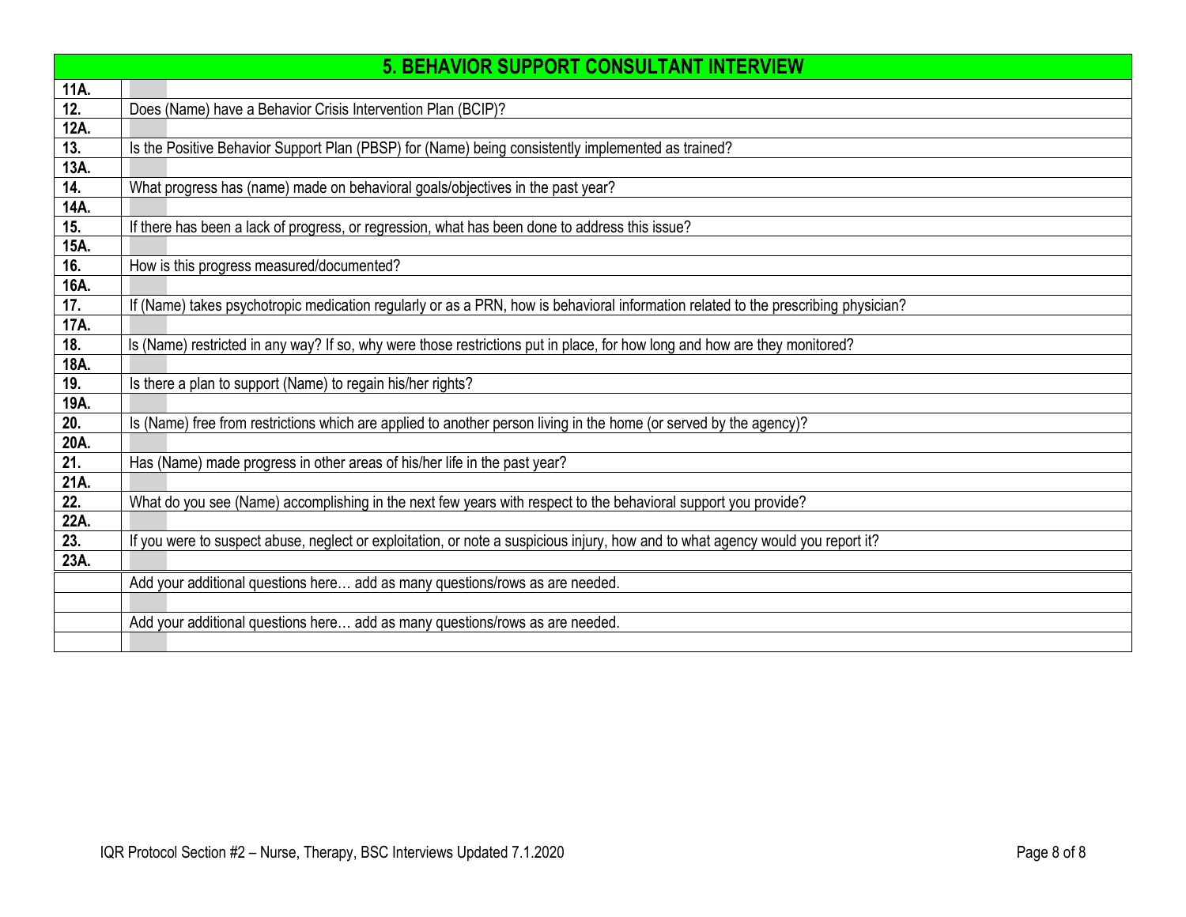| 5. BEHAVIOR SUPPORT CONSULTANT INTERVIEW | |
|---|---|
| 11A. | |
| 12. | Does (Name) have a Behavior Crisis Intervention Plan (BCIP)? |
| 12A. | |
| 13. | Is the Positive Behavior Support Plan (PBSP) for (Name) being consistently implemented as trained? |
| 13A. | |
| 14. | What progress has (name) made on behavioral goals/objectives in the past year? |
| 14A. | |
| 15. | If there has been a lack of progress, or regression, what has been done to address this issue? |
| 15A. | |
| 16. | How is this progress measured/documented? |
| 16A. | |
| 17. | If (Name) takes psychotropic medication regularly or as a PRN, how is behavioral information related to the prescribing physician? |
| 17A. | |
| 18. | Is (Name) restricted in any way? If so, why were those restrictions put in place, for how long and how are they monitored? |
| 18A. | |
| 19. | Is there a plan to support (Name) to regain his/her rights? |
| 19A. | |
| 20. | Is (Name) free from restrictions which are applied to another person living in the home (or served by the agency)? |
| 20A. | |
| 21. | Has (Name) made progress in other areas of his/her life in the past year? |
| 21A. | |
| 22. | What do you see (Name) accomplishing in the next few years with respect to the behavioral support you provide? |
| 22A. | |
| 23. | If you were to suspect abuse, neglect or exploitation, or note a suspicious injury, how and to what agency would you report it? |
| 23A. | |
| | Add your additional questions here… add as many questions/rows as are needed. |
| | |
| | Add your additional questions here… add as many questions/rows as are needed. |
| | |